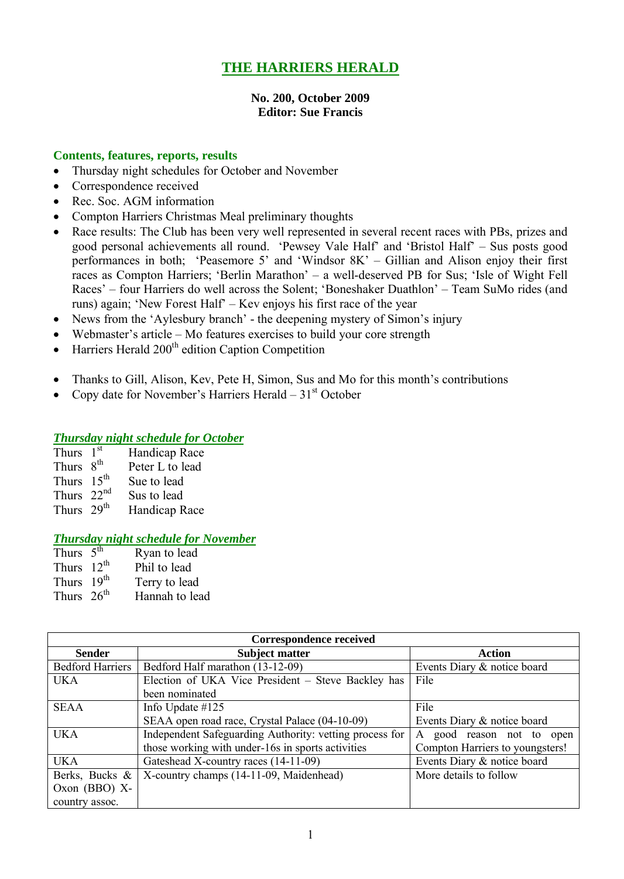# THE HARRIERS HERALD

**No. 200, October 2009**
**Editor: Sue Francis**

## Contents, features, reports, results

- Thursday night schedules for October and November
- Correspondence received
- Rec. Soc. AGM information
- Compton Harriers Christmas Meal preliminary thoughts
- Race results: The Club has been very well represented in several recent races with PBs, prizes and good personal achievements all round. 'Pewsey Vale Half' and 'Bristol Half' – Sus posts good performances in both; 'Peasemore 5' and 'Windsor 8K' – Gillian and Alison enjoy their first races as Compton Harriers; 'Berlin Marathon' – a well-deserved PB for Sus; 'Isle of Wight Fell Races' – four Harriers do well across the Solent; 'Boneshaker Duathlon' – Team SuMo rides (and runs) again; 'New Forest Half' – Kev enjoys his first race of the year
- News from the 'Aylesbury branch' - the deepening mystery of Simon's injury
- Webmaster's article – Mo features exercises to build your core strength
- Harriers Herald 200th edition Caption Competition

- Thanks to Gill, Alison, Kev, Pete H, Simon, Sus and Mo for this month's contributions
- Copy date for November's Harriers Herald – 31st October

### *Thursday night schedule for October*

Thurs 1st Handicap Race
Thurs 8th Peter L to lead
Thurs 15th Sue to lead
Thurs 22nd Sus to lead
Thurs 29th Handicap Race

### *Thursday night schedule for November*

Thurs 5th Ryan to lead
Thurs 12th Phil to lead
Thurs 19th Terry to lead
Thurs 26th Hannah to lead

| Correspondence received | | |
|---|---|---|
| **Sender** | **Subject matter** | **Action** |
| Bedford Harriers | Bedford Half marathon (13-12-09) | Events Diary & notice board |
| UKA | Election of UKA Vice President – Steve Backley has been nominated | File |
| SEAA | Info Update #125<br>SEAA open road race, Crystal Palace (04-10-09) | File<br>Events Diary & notice board |
| UKA | Independent Safeguarding Authority: vetting process for those working with under-16s in sports activities | A good reason not to open Compton Harriers to youngsters! |
| UKA | Gateshead X-country races (14-11-09) | Events Diary & notice board |
| Berks, Bucks & Oxon (BBO) X-country assoc. | X-country champs (14-11-09, Maidenhead) | More details to follow |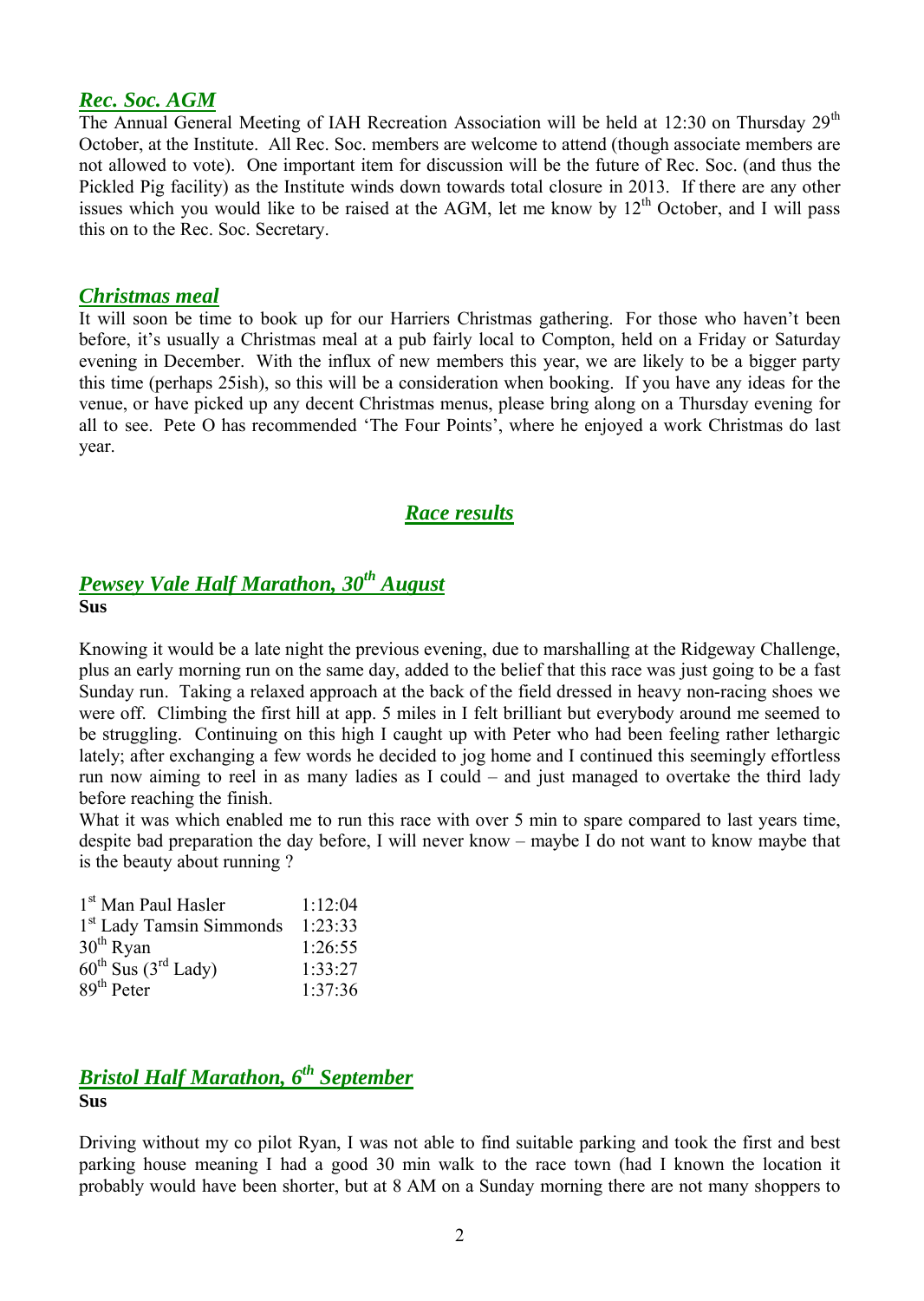## *Rec. Soc. AGM*

The Annual General Meeting of IAH Recreation Association will be held at 12:30 on Thursday 29th October, at the Institute. All Rec. Soc. members are welcome to attend (though associate members are not allowed to vote). One important item for discussion will be the future of Rec. Soc. (and thus the Pickled Pig facility) as the Institute winds down towards total closure in 2013. If there are any other issues which you would like to be raised at the AGM, let me know by 12th October, and I will pass this on to the Rec. Soc. Secretary.

## *Christmas meal*

It will soon be time to book up for our Harriers Christmas gathering. For those who haven't been before, it's usually a Christmas meal at a pub fairly local to Compton, held on a Friday or Saturday evening in December. With the influx of new members this year, we are likely to be a bigger party this time (perhaps 25ish), so this will be a consideration when booking. If you have any ideas for the venue, or have picked up any decent Christmas menus, please bring along on a Thursday evening for all to see. Pete O has recommended 'The Four Points', where he enjoyed a work Christmas do last year.

# *Race results*

## *Pewsey Vale Half Marathon, 30th August*

**Sus**

Knowing it would be a late night the previous evening, due to marshalling at the Ridgeway Challenge, plus an early morning run on the same day, added to the belief that this race was just going to be a fast Sunday run. Taking a relaxed approach at the back of the field dressed in heavy non-racing shoes we were off. Climbing the first hill at app. 5 miles in I felt brilliant but everybody around me seemed to be struggling. Continuing on this high I caught up with Peter who had been feeling rather lethargic lately; after exchanging a few words he decided to jog home and I continued this seemingly effortless run now aiming to reel in as many ladies as I could – and just managed to overtake the third lady before reaching the finish.

What it was which enabled me to run this race with over 5 min to spare compared to last years time, despite bad preparation the day before, I will never know – maybe I do not want to know maybe that is the beauty about running ?

| | |
|---|---|
| 1st Man Paul Hasler | 1:12:04 |
| 1st Lady Tamsin Simmonds | 1:23:33 |
| 30th Ryan | 1:26:55 |
| 60th Sus (3rd Lady) | 1:33:27 |
| 89th Peter | 1:37:36 |

## *Bristol Half Marathon, 6th September*

**Sus**

Driving without my co pilot Ryan, I was not able to find suitable parking and took the first and best parking house meaning I had a good 30 min walk to the race town (had I known the location it probably would have been shorter, but at 8 AM on a Sunday morning there are not many shoppers to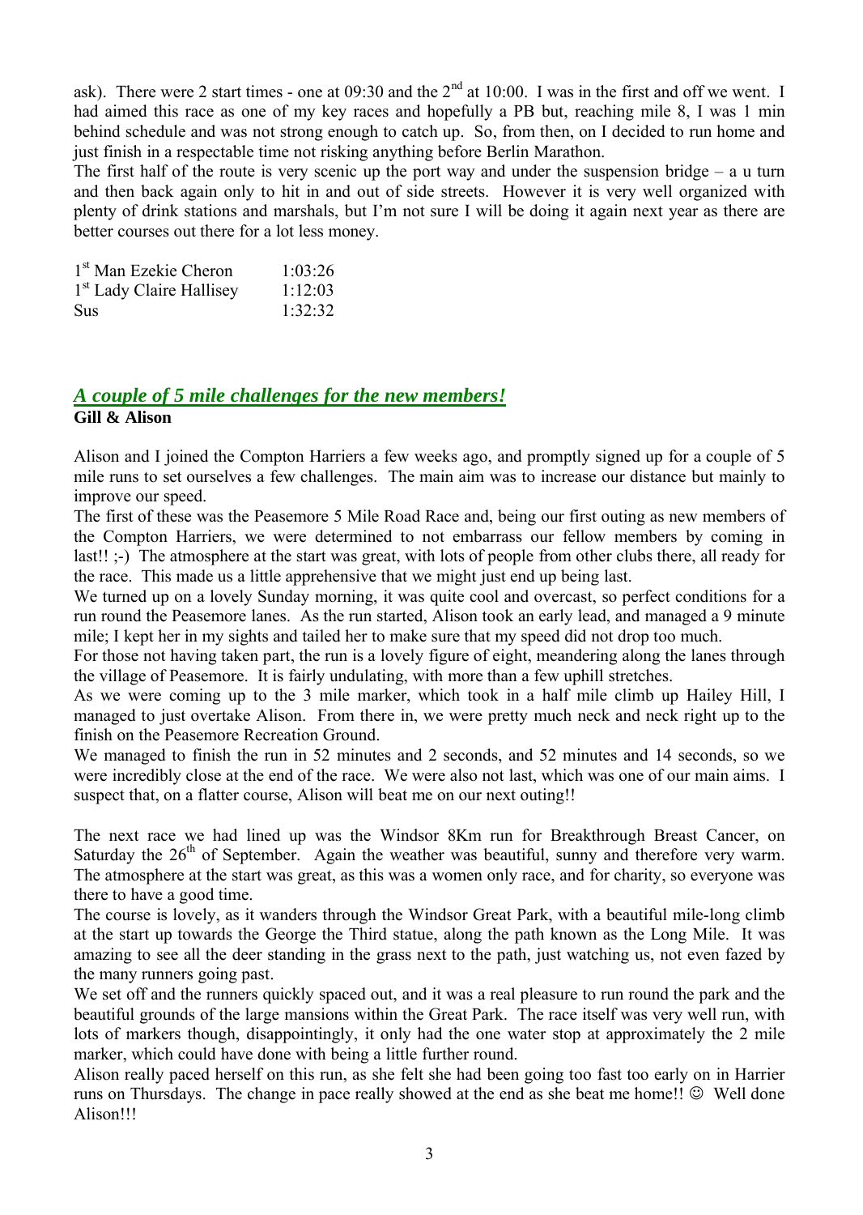ask). There were 2 start times - one at 09:30 and the 2nd at 10:00. I was in the first and off we went. I had aimed this race as one of my key races and hopefully a PB but, reaching mile 8, I was 1 min behind schedule and was not strong enough to catch up. So, from then, on I decided to run home and just finish in a respectable time not risking anything before Berlin Marathon.

The first half of the route is very scenic up the port way and under the suspension bridge – a u turn and then back again only to hit in and out of side streets. However it is very well organized with plenty of drink stations and marshals, but I'm not sure I will be doing it again next year as there are better courses out there for a lot less money.

| | |
|---|---|
| 1st Man Ezekie Cheron | 1:03:26 |
| 1st Lady Claire Hallisey | 1:12:03 |
| Sus | 1:32:32 |

## *A couple of 5 mile challenges for the new members!*

**Gill & Alison**

Alison and I joined the Compton Harriers a few weeks ago, and promptly signed up for a couple of 5 mile runs to set ourselves a few challenges. The main aim was to increase our distance but mainly to improve our speed.

The first of these was the Peasemore 5 Mile Road Race and, being our first outing as new members of the Compton Harriers, we were determined to not embarrass our fellow members by coming in last!! ;-) The atmosphere at the start was great, with lots of people from other clubs there, all ready for the race. This made us a little apprehensive that we might just end up being last.

We turned up on a lovely Sunday morning, it was quite cool and overcast, so perfect conditions for a run round the Peasemore lanes. As the run started, Alison took an early lead, and managed a 9 minute mile; I kept her in my sights and tailed her to make sure that my speed did not drop too much.

For those not having taken part, the run is a lovely figure of eight, meandering along the lanes through the village of Peasemore. It is fairly undulating, with more than a few uphill stretches.

As we were coming up to the 3 mile marker, which took in a half mile climb up Hailey Hill, I managed to just overtake Alison. From there in, we were pretty much neck and neck right up to the finish on the Peasemore Recreation Ground.

We managed to finish the run in 52 minutes and 2 seconds, and 52 minutes and 14 seconds, so we were incredibly close at the end of the race. We were also not last, which was one of our main aims. I suspect that, on a flatter course, Alison will beat me on our next outing!!

The next race we had lined up was the Windsor 8Km run for Breakthrough Breast Cancer, on Saturday the 26th of September. Again the weather was beautiful, sunny and therefore very warm. The atmosphere at the start was great, as this was a women only race, and for charity, so everyone was there to have a good time.

The course is lovely, as it wanders through the Windsor Great Park, with a beautiful mile-long climb at the start up towards the George the Third statue, along the path known as the Long Mile. It was amazing to see all the deer standing in the grass next to the path, just watching us, not even fazed by the many runners going past.

We set off and the runners quickly spaced out, and it was a real pleasure to run round the park and the beautiful grounds of the large mansions within the Great Park. The race itself was very well run, with lots of markers though, disappointingly, it only had the one water stop at approximately the 2 mile marker, which could have done with being a little further round.

Alison really paced herself on this run, as she felt she had been going too fast too early on in Harrier runs on Thursdays. The change in pace really showed at the end as she beat me home!! ☺ Well done Alison!!!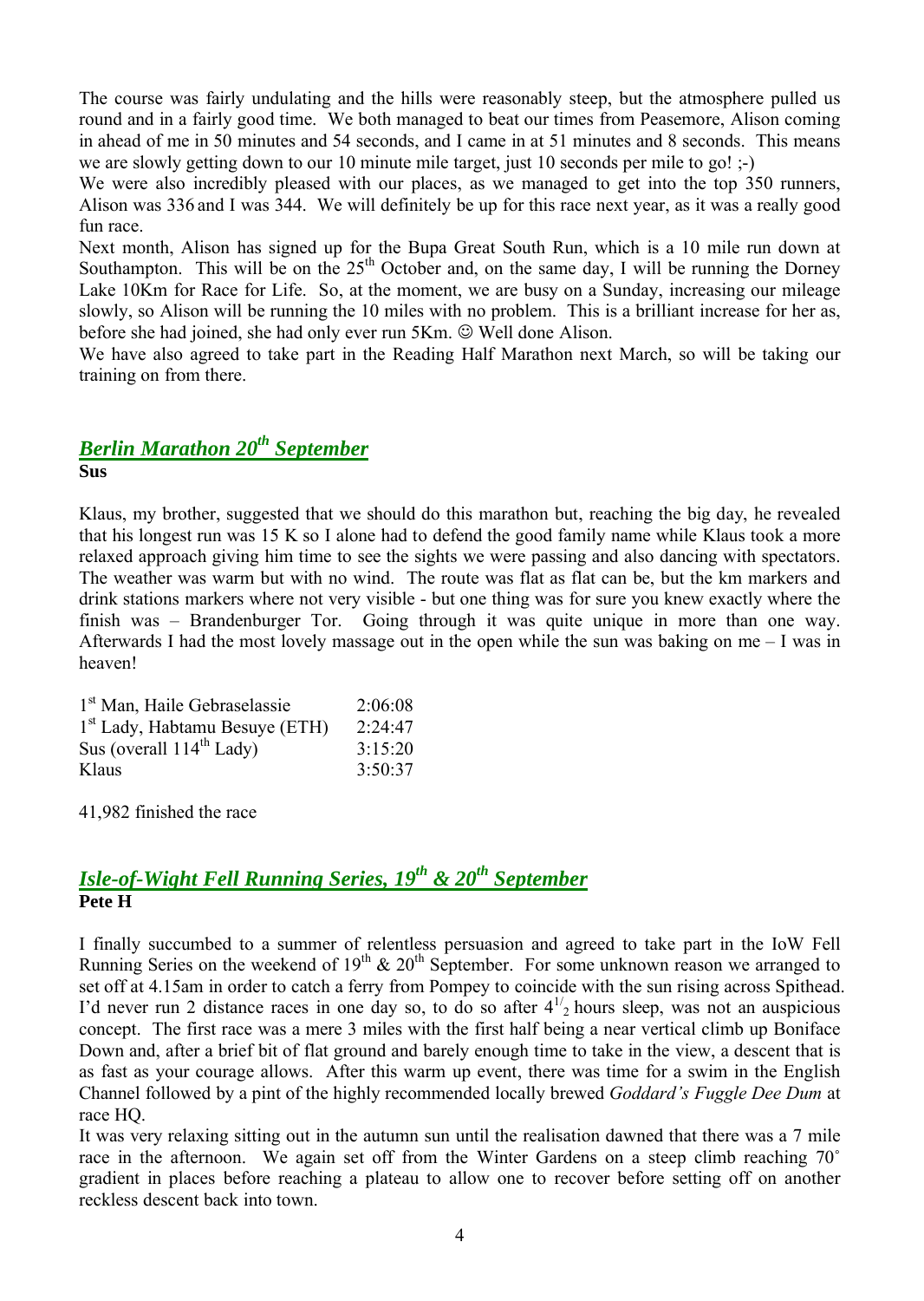The course was fairly undulating and the hills were reasonably steep, but the atmosphere pulled us round and in a fairly good time. We both managed to beat our times from Peasemore, Alison coming in ahead of me in 50 minutes and 54 seconds, and I came in at 51 minutes and 8 seconds. This means we are slowly getting down to our 10 minute mile target, just 10 seconds per mile to go! ;-)

We were also incredibly pleased with our places, as we managed to get into the top 350 runners, Alison was 336 and I was 344. We will definitely be up for this race next year, as it was a really good fun race.

Next month, Alison has signed up for the Bupa Great South Run, which is a 10 mile run down at Southampton. This will be on the 25th October and, on the same day, I will be running the Dorney Lake 10Km for Race for Life. So, at the moment, we are busy on a Sunday, increasing our mileage slowly, so Alison will be running the 10 miles with no problem. This is a brilliant increase for her as, before she had joined, she had only ever run 5Km. ☺ Well done Alison.

We have also agreed to take part in the Reading Half Marathon next March, so will be taking our training on from there.

## *Berlin Marathon 20th September*

**Sus**

Klaus, my brother, suggested that we should do this marathon but, reaching the big day, he revealed that his longest run was 15 K so I alone had to defend the good family name while Klaus took a more relaxed approach giving him time to see the sights we were passing and also dancing with spectators. The weather was warm but with no wind. The route was flat as flat can be, but the km markers and drink stations markers where not very visible - but one thing was for sure you knew exactly where the finish was – Brandenburger Tor. Going through it was quite unique in more than one way. Afterwards I had the most lovely massage out in the open while the sun was baking on me – I was in heaven!

| | |
|---|---|
| 1st Man, Haile Gebraselassie | 2:06:08 |
| 1st Lady, Habtamu Besuye (ETH) | 2:24:47 |
| Sus (overall 114th Lady) | 3:15:20 |
| Klaus | 3:50:37 |

41,982 finished the race

## *Isle-of-Wight Fell Running Series, 19th & 20th September*

**Pete H**

I finally succumbed to a summer of relentless persuasion and agreed to take part in the IoW Fell Running Series on the weekend of 19th & 20th September. For some unknown reason we arranged to set off at 4.15am in order to catch a ferry from Pompey to coincide with the sun rising across Spithead. I'd never run 2 distance races in one day so, to do so after $4^{1/}{}_2$ hours sleep, was not an auspicious concept. The first race was a mere 3 miles with the first half being a near vertical climb up Boniface Down and, after a brief bit of flat ground and barely enough time to take in the view, a descent that is as fast as your courage allows. After this warm up event, there was time for a swim in the English Channel followed by a pint of the highly recommended locally brewed *Goddard's Fuggle Dee Dum* at race HQ.

It was very relaxing sitting out in the autumn sun until the realisation dawned that there was a 7 mile race in the afternoon. We again set off from the Winter Gardens on a steep climb reaching 70° gradient in places before reaching a plateau to allow one to recover before setting off on another reckless descent back into town.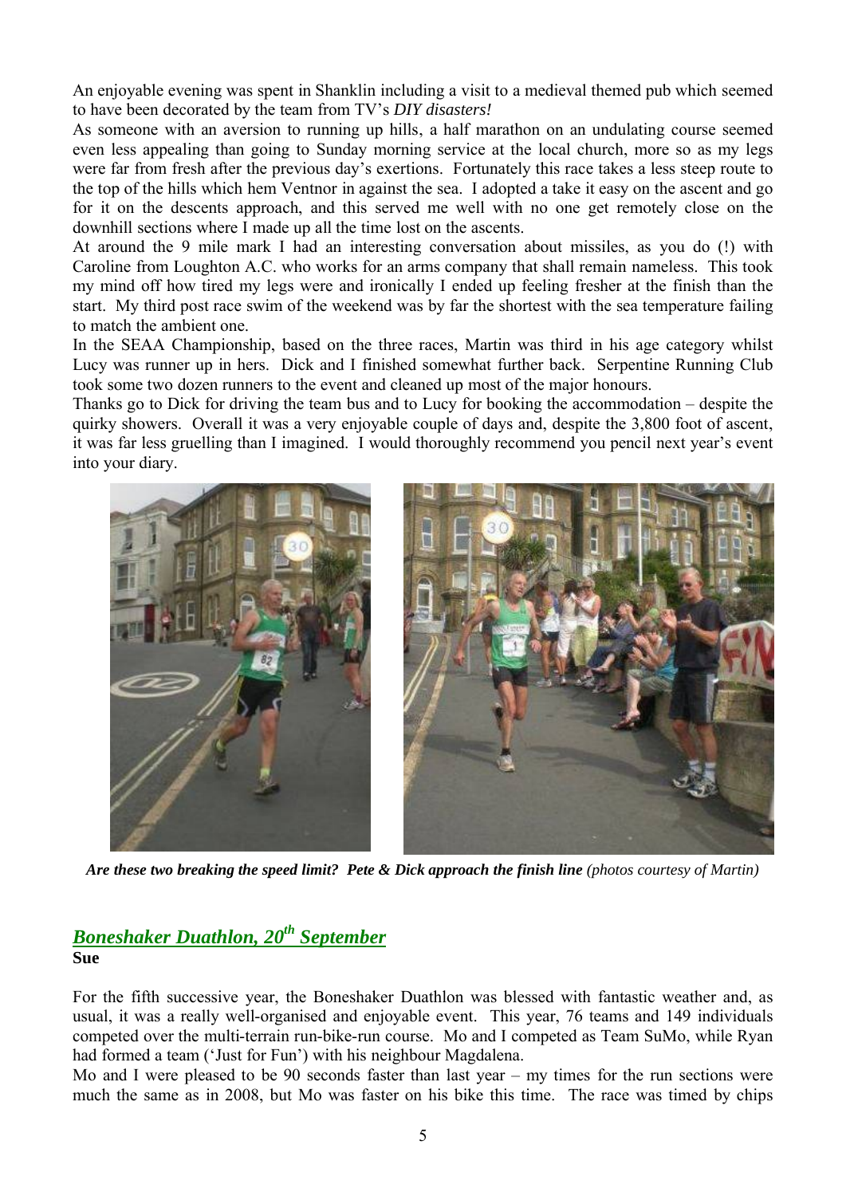An enjoyable evening was spent in Shanklin including a visit to a medieval themed pub which seemed to have been decorated by the team from TV's *DIY disasters!*

As someone with an aversion to running up hills, a half marathon on an undulating course seemed even less appealing than going to Sunday morning service at the local church, more so as my legs were far from fresh after the previous day's exertions. Fortunately this race takes a less steep route to the top of the hills which hem Ventnor in against the sea. I adopted a take it easy on the ascent and go for it on the descents approach, and this served me well with no one get remotely close on the downhill sections where I made up all the time lost on the ascents.

At around the 9 mile mark I had an interesting conversation about missiles, as you do (!) with Caroline from Loughton A.C. who works for an arms company that shall remain nameless. This took my mind off how tired my legs were and ironically I ended up feeling fresher at the finish than the start. My third post race swim of the weekend was by far the shortest with the sea temperature failing to match the ambient one.

In the SEAA Championship, based on the three races, Martin was third in his age category whilst Lucy was runner up in hers. Dick and I finished somewhat further back. Serpentine Running Club took some two dozen runners to the event and cleaned up most of the major honours.

Thanks go to Dick for driving the team bus and to Lucy for booking the accommodation – despite the quirky showers. Overall it was a very enjoyable couple of days and, despite the 3,800 foot of ascent, it was far less gruelling than I imagined. I would thoroughly recommend you pencil next year's event into your diary.

***Are these two breaking the speed limit? Pete & Dick approach the finish line*** *(photos courtesy of Martin)*

## *Boneshaker Duathlon, 20th September*

**Sue**

For the fifth successive year, the Boneshaker Duathlon was blessed with fantastic weather and, as usual, it was a really well-organised and enjoyable event. This year, 76 teams and 149 individuals competed over the multi-terrain run-bike-run course. Mo and I competed as Team SuMo, while Ryan had formed a team ('Just for Fun') with his neighbour Magdalena.

Mo and I were pleased to be 90 seconds faster than last year – my times for the run sections were much the same as in 2008, but Mo was faster on his bike this time. The race was timed by chips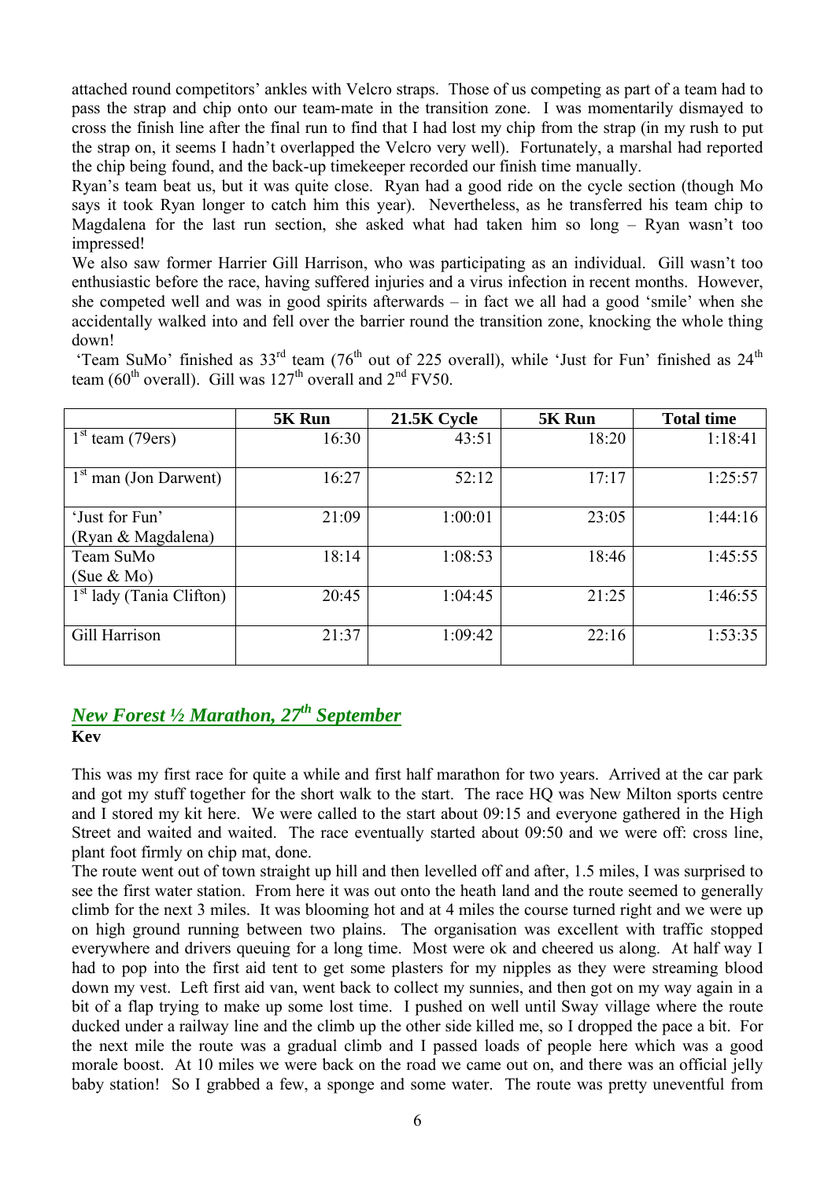attached round competitors' ankles with Velcro straps. Those of us competing as part of a team had to pass the strap and chip onto our team-mate in the transition zone. I was momentarily dismayed to cross the finish line after the final run to find that I had lost my chip from the strap (in my rush to put the strap on, it seems I hadn't overlapped the Velcro very well). Fortunately, a marshal had reported the chip being found, and the back-up timekeeper recorded our finish time manually.

Ryan's team beat us, but it was quite close. Ryan had a good ride on the cycle section (though Mo says it took Ryan longer to catch him this year). Nevertheless, as he transferred his team chip to Magdalena for the last run section, she asked what had taken him so long – Ryan wasn't too impressed!

We also saw former Harrier Gill Harrison, who was participating as an individual. Gill wasn't too enthusiastic before the race, having suffered injuries and a virus infection in recent months. However, she competed well and was in good spirits afterwards – in fact we all had a good 'smile' when she accidentally walked into and fell over the barrier round the transition zone, knocking the whole thing down!

'Team SuMo' finished as 33rd team (76th out of 225 overall), while 'Just for Fun' finished as 24th team (60th overall). Gill was 127th overall and 2nd FV50.

| | 5K Run | 21.5K Cycle | 5K Run | Total time |
|---|---|---|---|---|
| 1st team (79ers) | 16:30 | 43:51 | 18:20 | 1:18:41 |
| 1st man (Jon Darwent) | 16:27 | 52:12 | 17:17 | 1:25:57 |
| 'Just for Fun' (Ryan & Magdalena) | 21:09 | 1:00:01 | 23:05 | 1:44:16 |
| Team SuMo (Sue & Mo) | 18:14 | 1:08:53 | 18:46 | 1:45:55 |
| 1st lady (Tania Clifton) | 20:45 | 1:04:45 | 21:25 | 1:46:55 |
| Gill Harrison | 21:37 | 1:09:42 | 22:16 | 1:53:35 |

## *New Forest ½ Marathon, 27th September*

**Kev**

This was my first race for quite a while and first half marathon for two years. Arrived at the car park and got my stuff together for the short walk to the start. The race HQ was New Milton sports centre and I stored my kit here. We were called to the start about 09:15 and everyone gathered in the High Street and waited and waited. The race eventually started about 09:50 and we were off: cross line, plant foot firmly on chip mat, done.

The route went out of town straight up hill and then levelled off and after, 1.5 miles, I was surprised to see the first water station. From here it was out onto the heath land and the route seemed to generally climb for the next 3 miles. It was blooming hot and at 4 miles the course turned right and we were up on high ground running between two plains. The organisation was excellent with traffic stopped everywhere and drivers queuing for a long time. Most were ok and cheered us along. At half way I had to pop into the first aid tent to get some plasters for my nipples as they were streaming blood down my vest. Left first aid van, went back to collect my sunnies, and then got on my way again in a bit of a flap trying to make up some lost time. I pushed on well until Sway village where the route ducked under a railway line and the climb up the other side killed me, so I dropped the pace a bit. For the next mile the route was a gradual climb and I passed loads of people here which was a good morale boost. At 10 miles we were back on the road we came out on, and there was an official jelly baby station! So I grabbed a few, a sponge and some water. The route was pretty uneventful from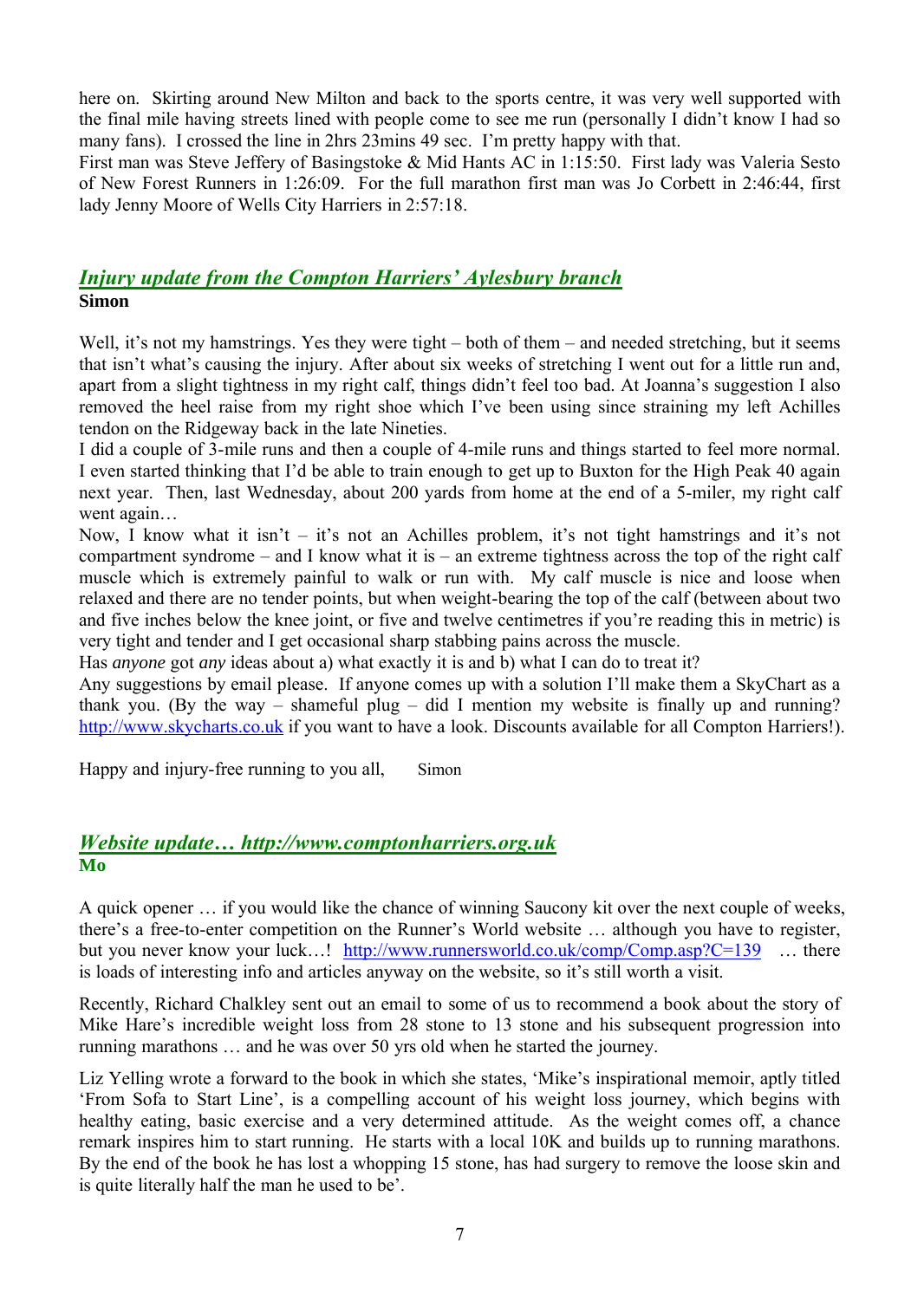here on. Skirting around New Milton and back to the sports centre, it was very well supported with the final mile having streets lined with people come to see me run (personally I didn't know I had so many fans). I crossed the line in 2hrs 23mins 49 sec. I'm pretty happy with that.

First man was Steve Jeffery of Basingstoke & Mid Hants AC in 1:15:50. First lady was Valeria Sesto of New Forest Runners in 1:26:09. For the full marathon first man was Jo Corbett in 2:46:44, first lady Jenny Moore of Wells City Harriers in 2:57:18.

## *Injury update from the Compton Harriers' Aylesbury branch*

**Simon**

Well, it's not my hamstrings. Yes they were tight – both of them – and needed stretching, but it seems that isn't what's causing the injury. After about six weeks of stretching I went out for a little run and, apart from a slight tightness in my right calf, things didn't feel too bad. At Joanna's suggestion I also removed the heel raise from my right shoe which I've been using since straining my left Achilles tendon on the Ridgeway back in the late Nineties.

I did a couple of 3-mile runs and then a couple of 4-mile runs and things started to feel more normal. I even started thinking that I'd be able to train enough to get up to Buxton for the High Peak 40 again next year. Then, last Wednesday, about 200 yards from home at the end of a 5-miler, my right calf went again…

Now, I know what it isn't – it's not an Achilles problem, it's not tight hamstrings and it's not compartment syndrome – and I know what it is – an extreme tightness across the top of the right calf muscle which is extremely painful to walk or run with. My calf muscle is nice and loose when relaxed and there are no tender points, but when weight-bearing the top of the calf (between about two and five inches below the knee joint, or five and twelve centimetres if you're reading this in metric) is very tight and tender and I get occasional sharp stabbing pains across the muscle.

Has *anyone* got *any* ideas about a) what exactly it is and b) what I can do to treat it?

Any suggestions by email please. If anyone comes up with a solution I'll make them a SkyChart as a thank you. (By the way – shameful plug – did I mention my website is finally up and running? http://www.skycharts.co.uk if you want to have a look. Discounts available for all Compton Harriers!).

Happy and injury-free running to you all, Simon

## *Website update… http://www.comptonharriers.org.uk*

**Mo**

A quick opener … if you would like the chance of winning Saucony kit over the next couple of weeks, there's a free-to-enter competition on the Runner's World website … although you have to register, but you never know your luck…! http://www.runnersworld.co.uk/comp/Comp.asp?C=139 … there is loads of interesting info and articles anyway on the website, so it's still worth a visit.

Recently, Richard Chalkley sent out an email to some of us to recommend a book about the story of Mike Hare's incredible weight loss from 28 stone to 13 stone and his subsequent progression into running marathons … and he was over 50 yrs old when he started the journey.

Liz Yelling wrote a forward to the book in which she states, 'Mike's inspirational memoir, aptly titled 'From Sofa to Start Line', is a compelling account of his weight loss journey, which begins with healthy eating, basic exercise and a very determined attitude. As the weight comes off, a chance remark inspires him to start running. He starts with a local 10K and builds up to running marathons. By the end of the book he has lost a whopping 15 stone, has had surgery to remove the loose skin and is quite literally half the man he used to be'.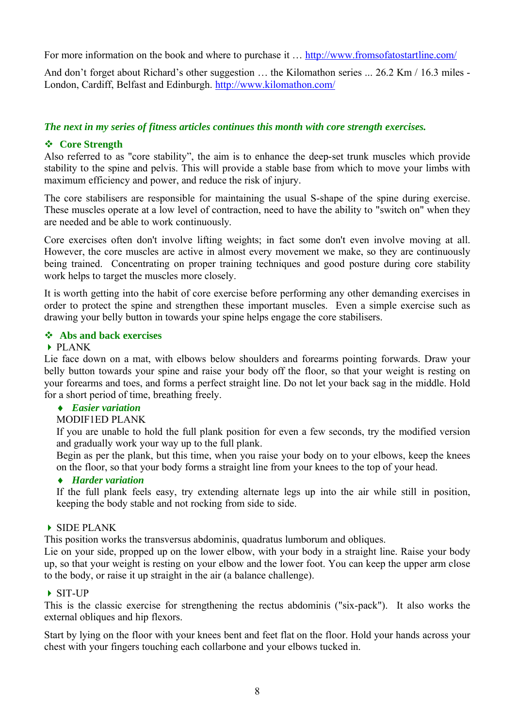For more information on the book and where to purchase it … http://www.fromsofatostartline.com/

And don't forget about Richard's other suggestion … the Kilomathon series ... 26.2 Km / 16.3 miles - London, Cardiff, Belfast and Edinburgh. http://www.kilomathon.com/

***The next in my series of fitness articles continues this month with core strength exercises.***

### ❖ Core Strength

Also referred to as "core stability", the aim is to enhance the deep-set trunk muscles which provide stability to the spine and pelvis. This will provide a stable base from which to move your limbs with maximum efficiency and power, and reduce the risk of injury.

The core stabilisers are responsible for maintaining the usual S-shape of the spine during exercise. These muscles operate at a low level of contraction, need to have the ability to "switch on" when they are needed and be able to work continuously.

Core exercises often don't involve lifting weights; in fact some don't even involve moving at all. However, the core muscles are active in almost every movement we make, so they are continuously being trained. Concentrating on proper training techniques and good posture during core stability work helps to target the muscles more closely.

It is worth getting into the habit of core exercise before performing any other demanding exercises in order to protect the spine and strengthen these important muscles. Even a simple exercise such as drawing your belly button in towards your spine helps engage the core stabilisers.

### ❖ Abs and back exercises

- PLANK

Lie face down on a mat, with elbows below shoulders and forearms pointing forwards. Draw your belly button towards your spine and raise your body off the floor, so that your weight is resting on your forearms and toes, and forms a perfect straight line. Do not let your back sag in the middle. Hold for a short period of time, breathing freely.

- ***Easier variation***

  MODIF1ED PLANK

  If you are unable to hold the full plank position for even a few seconds, try the modified version and gradually work your way up to the full plank.

  Begin as per the plank, but this time, when you raise your body on to your elbows, keep the knees on the floor, so that your body forms a straight line from your knees to the top of your head.

- ***Harder variation***

  If the full plank feels easy, try extending alternate legs up into the air while still in position, keeping the body stable and not rocking from side to side.

- SIDE PLANK

This position works the transversus abdominis, quadratus lumborum and obliques.

Lie on your side, propped up on the lower elbow, with your body in a straight line. Raise your body up, so that your weight is resting on your elbow and the lower foot. You can keep the upper arm close to the body, or raise it up straight in the air (a balance challenge).

- SIT-UP

This is the classic exercise for strengthening the rectus abdominis ("six-pack"). It also works the external obliques and hip flexors.

Start by lying on the floor with your knees bent and feet flat on the floor. Hold your hands across your chest with your fingers touching each collarbone and your elbows tucked in.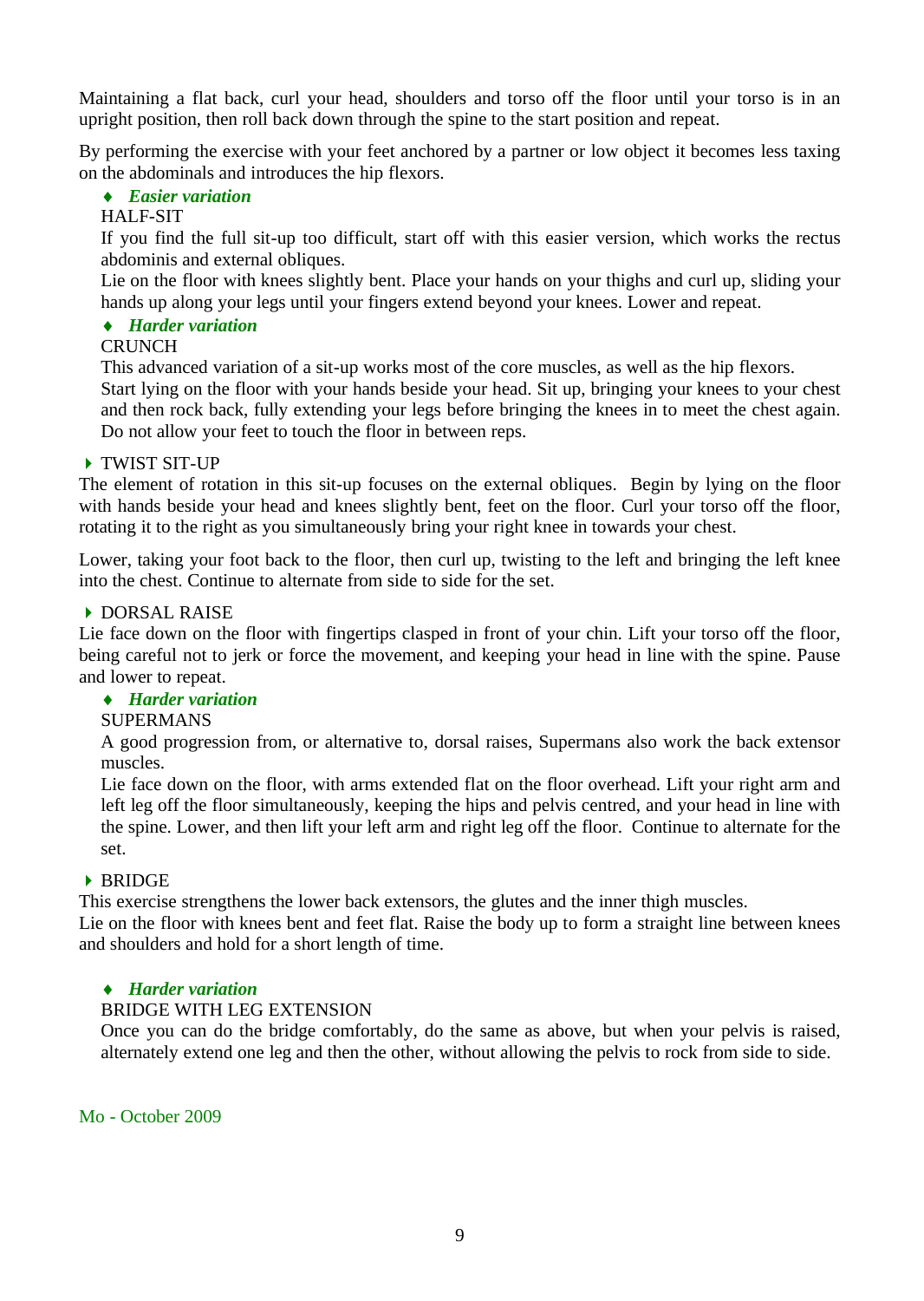Maintaining a flat back, curl your head, shoulders and torso off the floor until your torso is in an upright position, then roll back down through the spine to the start position and repeat.

By performing the exercise with your feet anchored by a partner or low object it becomes less taxing on the abdominals and introduces the hip flexors.

- ***Easier variation***

  HALF-SIT

  If you find the full sit-up too difficult, start off with this easier version, which works the rectus abdominis and external obliques.

  Lie on the floor with knees slightly bent. Place your hands on your thighs and curl up, sliding your hands up along your legs until your fingers extend beyond your knees. Lower and repeat.

- ***Harder variation***

  CRUNCH

  This advanced variation of a sit-up works most of the core muscles, as well as the hip flexors.

  Start lying on the floor with your hands beside your head. Sit up, bringing your knees to your chest and then rock back, fully extending your legs before bringing the knees in to meet the chest again. Do not allow your feet to touch the floor in between reps.

### TWIST SIT-UP

The element of rotation in this sit-up focuses on the external obliques. Begin by lying on the floor with hands beside your head and knees slightly bent, feet on the floor. Curl your torso off the floor, rotating it to the right as you simultaneously bring your right knee in towards your chest.

Lower, taking your foot back to the floor, then curl up, twisting to the left and bringing the left knee into the chest. Continue to alternate from side to side for the set.

### DORSAL RAISE

Lie face down on the floor with fingertips clasped in front of your chin. Lift your torso off the floor, being careful not to jerk or force the movement, and keeping your head in line with the spine. Pause and lower to repeat.

- ***Harder variation***

  SUPERMANS

  A good progression from, or alternative to, dorsal raises, Supermans also work the back extensor muscles.

  Lie face down on the floor, with arms extended flat on the floor overhead. Lift your right arm and left leg off the floor simultaneously, keeping the hips and pelvis centred, and your head in line with the spine. Lower, and then lift your left arm and right leg off the floor. Continue to alternate for the set.

### BRIDGE

This exercise strengthens the lower back extensors, the glutes and the inner thigh muscles.

Lie on the floor with knees bent and feet flat. Raise the body up to form a straight line between knees and shoulders and hold for a short length of time.

- ***Harder variation***

  BRIDGE WITH LEG EXTENSION

  Once you can do the bridge comfortably, do the same as above, but when your pelvis is raised, alternately extend one leg and then the other, without allowing the pelvis to rock from side to side.

Mo - October 2009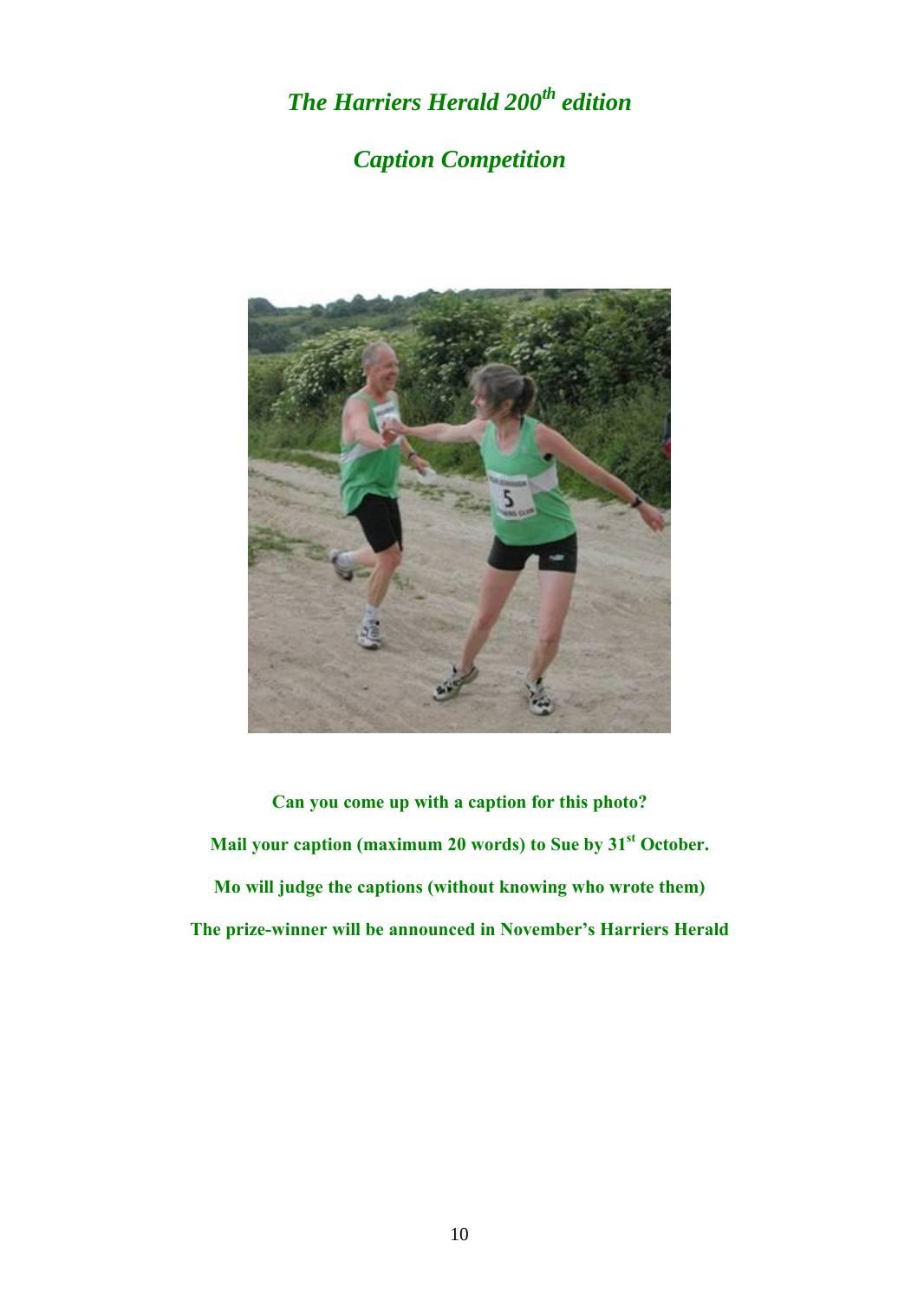# *The Harriers Herald 200th edition*

## *Caption Competition*

**Can you come up with a caption for this photo?**

**Mail your caption (maximum 20 words) to Sue by 31st October.**

**Mo will judge the captions (without knowing who wrote them)**

**The prize-winner will be announced in November's Harriers Herald**